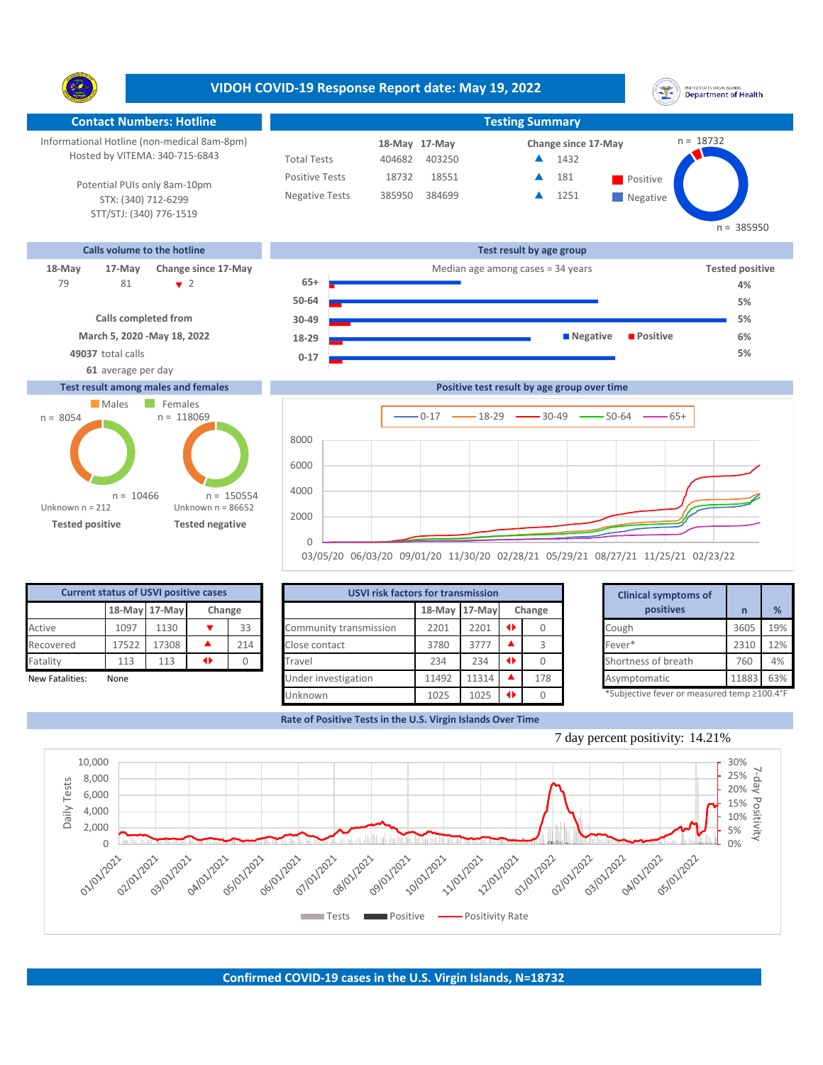# VIDOH COVID-19 Response Report date: May 19, 2022

## Contact Numbers: Hotline

Informational Hotline (non-medical 8am-8pm)
Hosted by VITEMA: 340-715-6843

Potential PUIs only 8am-10pm
STX: (340) 712-6299
STT/STJ: (340) 776-1519

## Testing Summary

| | 18-May | 17-May | Change since 17-May |
|---|---|---|---|
| Total Tests | 404682 | 403250 | ▲ 1432 |
| Positive Tests | 18732 | 18551 | ▲ 181 |
| Negative Tests | 385950 | 384699 | ▲ 1251 |

n = 18732 Positive
n = 385950 Negative

## Calls volume to the hotline

| 18-May | 17-May | Change since 17-May |
|---|---|---|
| 79 | 81 | ▼ 2 |

**Calls completed from**
**March 5, 2020 -May 18, 2022**
**49037** total calls
**61** average per day

## Test result by age group

Median age among cases = 34 years

| Age group | Tested positive |
|---|---|
| 65+ | 4% |
| 50-64 | 5% |
| 30-49 | 5% |
| 18-29 | 6% |
| 0-17 | 5% |

## Test result among males and females

| | Males | Females |
|---|---|---|
| Tested positive | n = 8054 | n = 10466 |
| Tested negative | n = 118069 | n = 150554 |

Tested positive: Unknown n = 212
Tested negative: Unknown n = 86652

## Positive test result by age group over time

Legend: 0-17, 18-29, 30-49, 50-64, 65+
Y-axis: 0–8000; X-axis: 03/05/20 to 02/23/22

## Current status of USVI positive cases

| | 18-May | 17-May | Change | |
|---|---|---|---|---|
| Active | 1097 | 1130 | ▼ | 33 |
| Recovered | 17522 | 17308 | ▲ | 214 |
| Fatality | 113 | 113 | ◆ | 0 |

New Fatalities: None

## USVI risk factors for transmission

| | 18-May | 17-May | Change | |
|---|---|---|---|---|
| Community transmission | 2201 | 2201 | ◆ | 0 |
| Close contact | 3780 | 3777 | ▲ | 3 |
| Travel | 234 | 234 | ◆ | 0 |
| Under investigation | 11492 | 11314 | ▲ | 178 |
| Unknown | 1025 | 1025 | ◆ | 0 |

## Clinical symptoms of positives

| | n | % |
|---|---|---|
| Cough | 3605 | 19% |
| Fever* | 2310 | 12% |
| Shortness of breath | 760 | 4% |
| Asymptomatic | 11883 | 63% |

*Subjective fever or measured temp ≥100.4°F

## Rate of Positive Tests in the U.S. Virgin Islands Over Time

7 day percent positivity: 14.21%

Legend: Tests, Positive, Positivity Rate
Left axis: Daily Tests (0–10,000); Right axis: 7-day Positivity (0%–30%); X-axis: 01/01/2021 to 05/01/2022

## Confirmed COVID-19 cases in the U.S. Virgin Islands, N=18732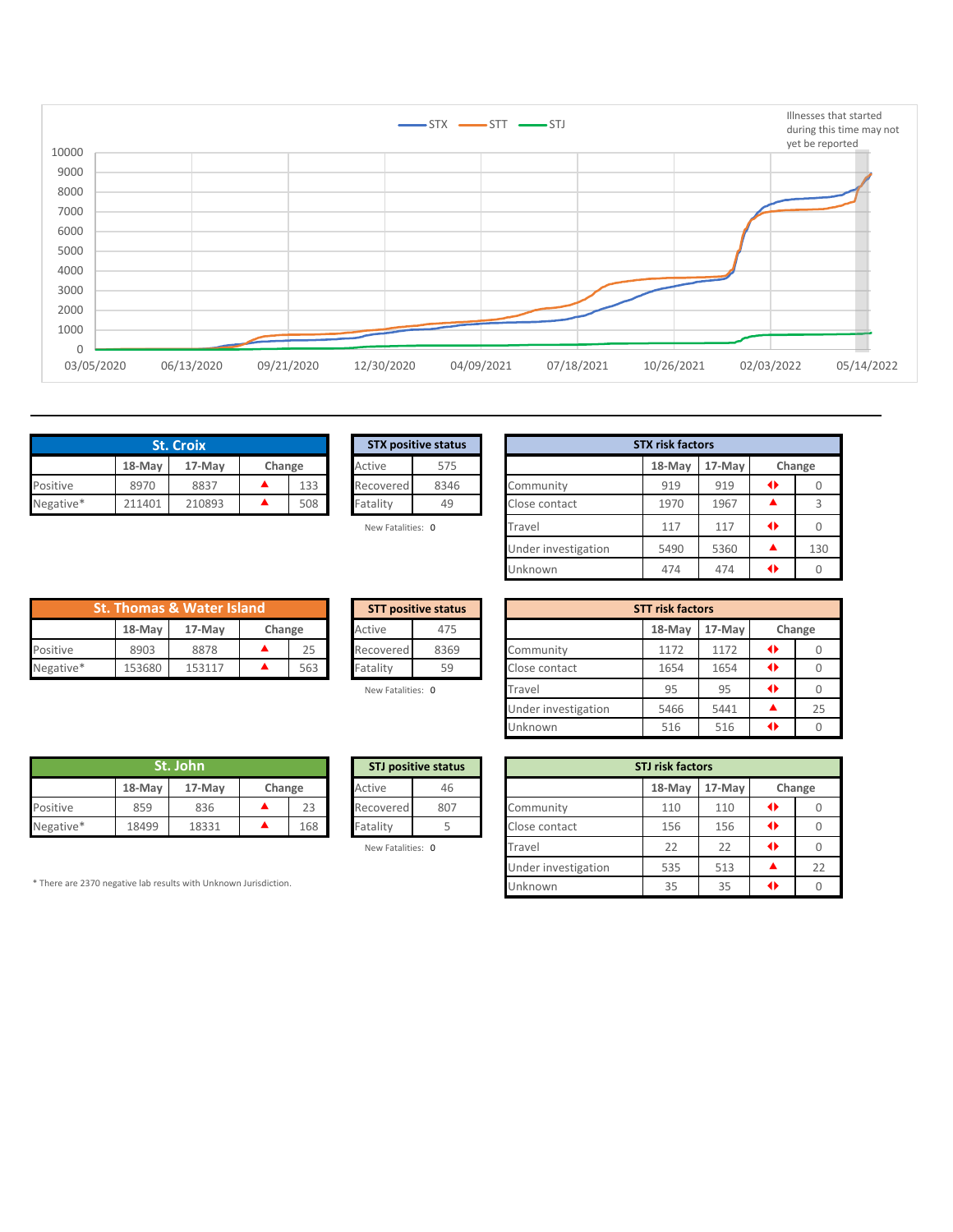STX STT STJ

Illnesses that started during this time may not yet be reported

10000
9000
8000
7000
6000
5000
4000
3000
2000
1000
0

03/05/2020 06/13/2020 09/21/2020 12/30/2020 04/09/2021 07/18/2021 10/26/2021 02/03/2022 05/14/2022

| St. Croix | 18-May | 17-May | Change | |
|---|---|---|---|---|
| Positive | 8970 | 8837 | ▲ | 133 |
| Negative* | 211401 | 210893 | ▲ | 508 |

| STX positive status | |
|---|---|
| Active | 575 |
| Recovered | 8346 |
| Fatality | 49 |

New Fatalities: 0

| STX risk factors | 18-May | 17-May | Change | |
|---|---|---|---|---|
| Community | 919 | 919 | ◆ | 0 |
| Close contact | 1970 | 1967 | ▲ | 3 |
| Travel | 117 | 117 | ◆ | 0 |
| Under investigation | 5490 | 5360 | ▲ | 130 |
| Unknown | 474 | 474 | ◆ | 0 |

| St. Thomas & Water Island | 18-May | 17-May | Change | |
|---|---|---|---|---|
| Positive | 8903 | 8878 | ▲ | 25 |
| Negative* | 153680 | 153117 | ▲ | 563 |

| STT positive status | |
|---|---|
| Active | 475 |
| Recovered | 8369 |
| Fatality | 59 |

New Fatalities: 0

| STT risk factors | 18-May | 17-May | Change | |
|---|---|---|---|---|
| Community | 1172 | 1172 | ◆ | 0 |
| Close contact | 1654 | 1654 | ◆ | 0 |
| Travel | 95 | 95 | ◆ | 0 |
| Under investigation | 5466 | 5441 | ▲ | 25 |
| Unknown | 516 | 516 | ◆ | 0 |

| St. John | 18-May | 17-May | Change | |
|---|---|---|---|---|
| Positive | 859 | 836 | ▲ | 23 |
| Negative* | 18499 | 18331 | ▲ | 168 |

| STJ positive status | |
|---|---|
| Active | 46 |
| Recovered | 807 |
| Fatality | 5 |

New Fatalities: 0

| STJ risk factors | 18-May | 17-May | Change | |
|---|---|---|---|---|
| Community | 110 | 110 | ◆ | 0 |
| Close contact | 156 | 156 | ◆ | 0 |
| Travel | 22 | 22 | ◆ | 0 |
| Under investigation | 535 | 513 | ▲ | 22 |
| Unknown | 35 | 35 | ◆ | 0 |

* There are 2370 negative lab results with Unknown Jurisdiction.